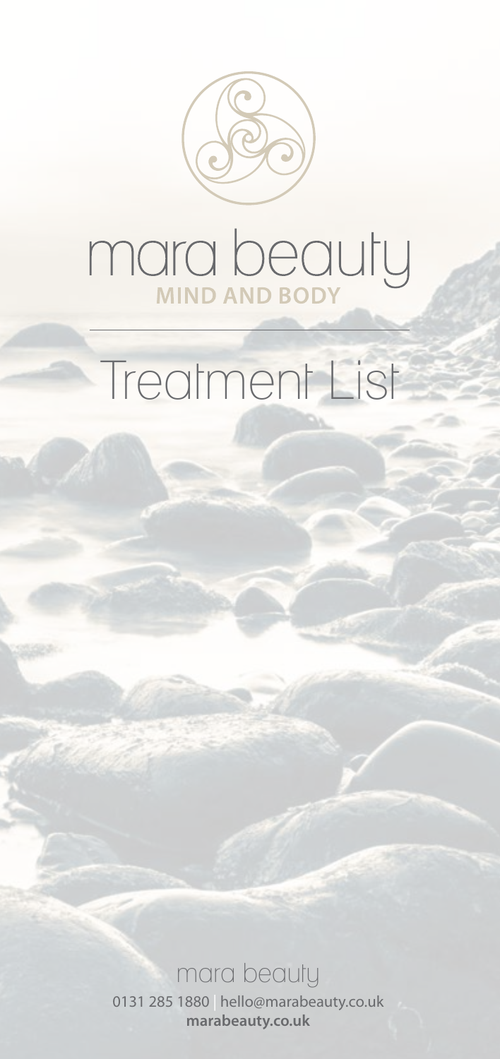# mara beauty

**MIND AND BODY**

## Treatment List

mara beauty

0131 285 1880 | hello@marabeauty.co.uk

**marabeauty.co.uk**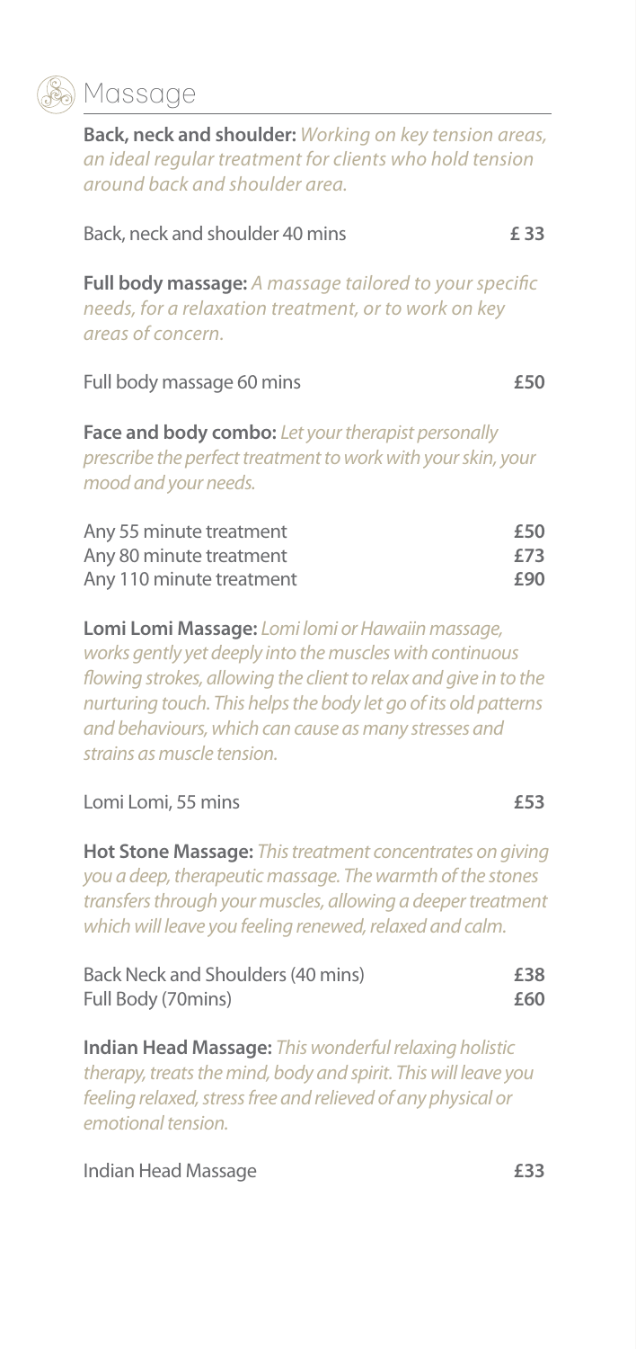## Massage

**Back, neck and shoulder:** *Working on key tension areas, an ideal regular treatment for clients who hold tension around back and shoulder area.*

| | |
|---|---|
| Back, neck and shoulder 40 mins | **£ 33** |

**Full body massage:** *A massage tailored to your specific needs, for a relaxation treatment, or to work on key areas of concern.*

| | |
|---|---|
| Full body massage 60 mins | **£50** |

**Face and body combo:** *Let your therapist personally prescribe the perfect treatment to work with your skin, your mood and your needs.*

| | |
|---|---|
| Any 55 minute treatment | **£50** |
| Any 80 minute treatment | **£73** |
| Any 110 minute treatment | **£90** |

**Lomi Lomi Massage:** *Lomi lomi or Hawaiin massage, works gently yet deeply into the muscles with continuous flowing strokes, allowing the client to relax and give in to the nurturing touch. This helps the body let go of its old patterns and behaviours, which can cause as many stresses and strains as muscle tension.*

| | |
|---|---|
| Lomi Lomi, 55 mins | **£53** |

**Hot Stone Massage:** *This treatment concentrates on giving you a deep, therapeutic massage. The warmth of the stones transfers through your muscles, allowing a deeper treatment which will leave you feeling renewed, relaxed and calm.*

| | |
|---|---|
| Back Neck and Shoulders (40 mins) | **£38** |
| Full Body (70mins) | **£60** |

**Indian Head Massage:** *This wonderful relaxing holistic therapy, treats the mind, body and spirit. This will leave you feeling relaxed, stress free and relieved of any physical or emotional tension.*

| | |
|---|---|
| Indian Head Massage | **£33** |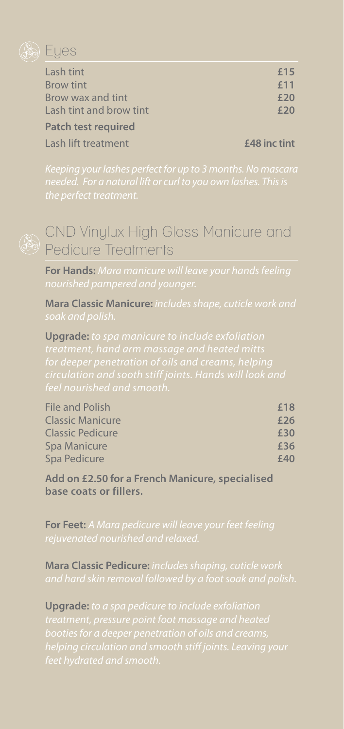## Eyes

| | |
|---|---|
| Lash tint | **£15** |
| Brow tint | **£11** |
| Brow wax and tint | **£20** |
| Lash tint and brow tint | **£20** |

**Patch test required**

| | |
|---|---|
| Lash lift treatment | **£48 inc tint** |

*Keeping your lashes perfect for up to 3 months. No mascara needed. For a natural lift or curl to you own lashes. This is the perfect treatment.*

## CND Vinylux High Gloss Manicure and Pedicure Treatments

**For Hands:** *Mara manicure will leave your hands feeling nourished pampered and younger.*

**Mara Classic Manicure:** *includes shape, cuticle work and soak and polish.*

**Upgrade:** *to spa manicure to include exfoliation treatment, hand arm massage and heated mitts for deeper penetration of oils and creams, helping circulation and sooth stiff joints. Hands will look and feel nourished and smooth.*

| | |
|---|---|
| File and Polish | **£18** |
| Classic Manicure | **£26** |
| Classic Pedicure | **£30** |
| Spa Manicure | **£36** |
| Spa Pedicure | **£40** |

**Add on £2.50 for a French Manicure, specialised base coats or fillers.**

**For Feet:** *A Mara pedicure will leave your feet feeling rejuvenated nourished and relaxed.*

**Mara Classic Pedicure:** *includes shaping, cuticle work and hard skin removal followed by a foot soak and polish.*

**Upgrade:** *to a spa pedicure to include exfoliation treatment, pressure point foot massage and heated booties for a deeper penetration of oils and creams, helping circulation and smooth stiff joints. Leaving your feet hydrated and smooth.*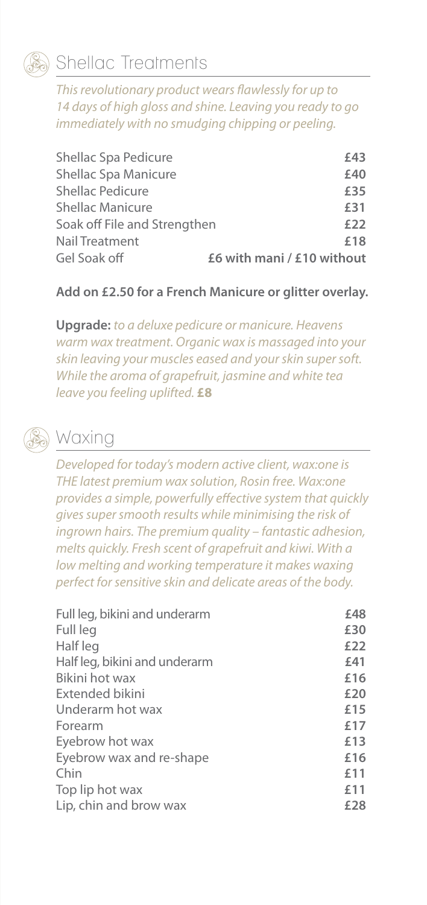## Shellac Treatments

*This revolutionary product wears flawlessly for up to 14 days of high gloss and shine. Leaving you ready to go immediately with no smudging chipping or peeling.*

| Treatment | Price |
|---|---|
| Shellac Spa Pedicure | **£43** |
| Shellac Spa Manicure | **£40** |
| Shellac Pedicure | **£35** |
| Shellac Manicure | **£31** |
| Soak off File and Strengthen | **£22** |
| Nail Treatment | **£18** |
| Gel Soak off | **£6 with mani / £10 without** |

**Add on £2.50 for a French Manicure or glitter overlay.**

**Upgrade:** *to a deluxe pedicure or manicure. Heavens warm wax treatment. Organic wax is massaged into your skin leaving your muscles eased and your skin super soft. While the aroma of grapefruit, jasmine and white tea leave you feeling uplifted.* **£8**

## Waxing

*Developed for today's modern active client, wax:one is THE latest premium wax solution, Rosin free. Wax:one provides a simple, powerfully effective system that quickly gives super smooth results while minimising the risk of ingrown hairs. The premium quality – fantastic adhesion, melts quickly. Fresh scent of grapefruit and kiwi. With a low melting and working temperature it makes waxing perfect for sensitive skin and delicate areas of the body.*

| Treatment | Price |
|---|---|
| Full leg, bikini and underarm | **£48** |
| Full leg | **£30** |
| Half leg | **£22** |
| Half leg, bikini and underarm | **£41** |
| Bikini hot wax | **£16** |
| Extended bikini | **£20** |
| Underarm hot wax | **£15** |
| Forearm | **£17** |
| Eyebrow hot wax | **£13** |
| Eyebrow wax and re-shape | **£16** |
| Chin | **£11** |
| Top lip hot wax | **£11** |
| Lip, chin and brow wax | **£28** |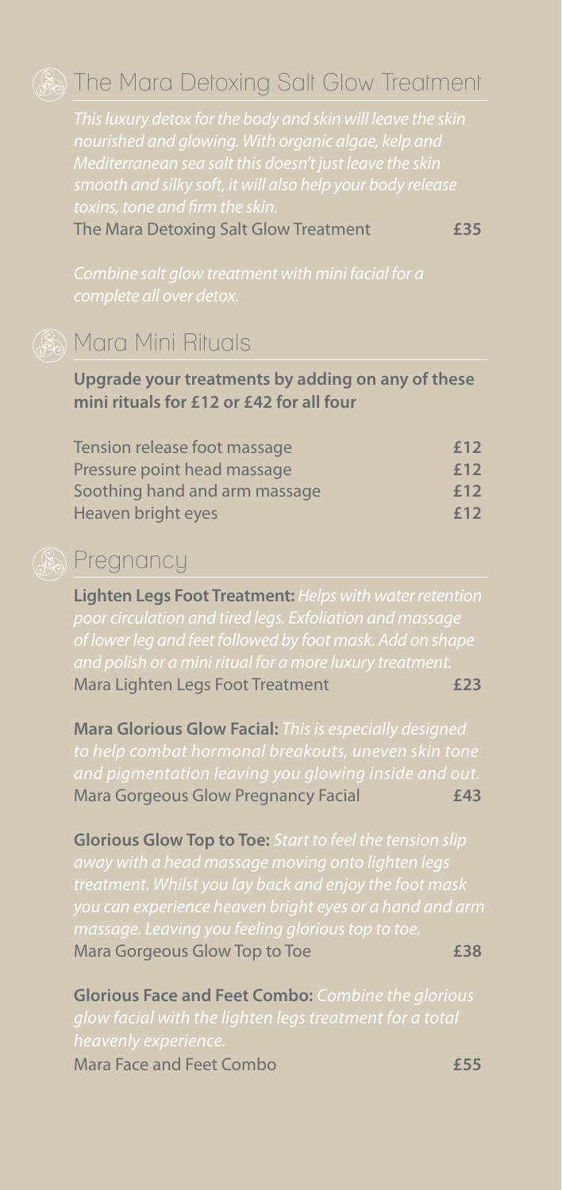## The Mara Detoxing Salt Glow Treatment

*This luxury detox for the body and skin will leave the skin nourished and glowing. With organic algae, kelp and Mediterranean sea salt this doesn't just leave the skin smooth and silky soft, it will also help your body release toxins, tone and firm the skin.*

| | |
|---|---|
| The Mara Detoxing Salt Glow Treatment | **£35** |

*Combine salt glow treatment with mini facial for a complete all over detox.*

## Mara Mini Rituals

**Upgrade your treatments by adding on any of these mini rituals for £12 or £42 for all four**

| | |
|---|---|
| Tension release foot massage | **£12** |
| Pressure point head massage | **£12** |
| Soothing hand and arm massage | **£12** |
| Heaven bright eyes | **£12** |

## Pregnancy

**Lighten Legs Foot Treatment:** *Helps with water retention poor circulation and tired legs. Exfoliation and massage of lower leg and feet followed by foot mask. Add on shape and polish or a mini ritual for a more luxury treatment.*

| | |
|---|---|
| Mara Lighten Legs Foot Treatment | **£23** |

**Mara Glorious Glow Facial:** *This is especially designed to help combat hormonal breakouts, uneven skin tone and pigmentation leaving you glowing inside and out.*

| | |
|---|---|
| Mara Gorgeous Glow Pregnancy Facial | **£43** |

**Glorious Glow Top to Toe:** *Start to feel the tension slip away with a head massage moving onto lighten legs treatment. Whilst you lay back and enjoy the foot mask you can experience heaven bright eyes or a hand and arm massage. Leaving you feeling glorious top to toe.*

| | |
|---|---|
| Mara Gorgeous Glow Top to Toe | **£38** |

**Glorious Face and Feet Combo:** *Combine the glorious glow facial with the lighten legs treatment for a total heavenly experience.*

| | |
|---|---|
| Mara Face and Feet Combo | **£55** |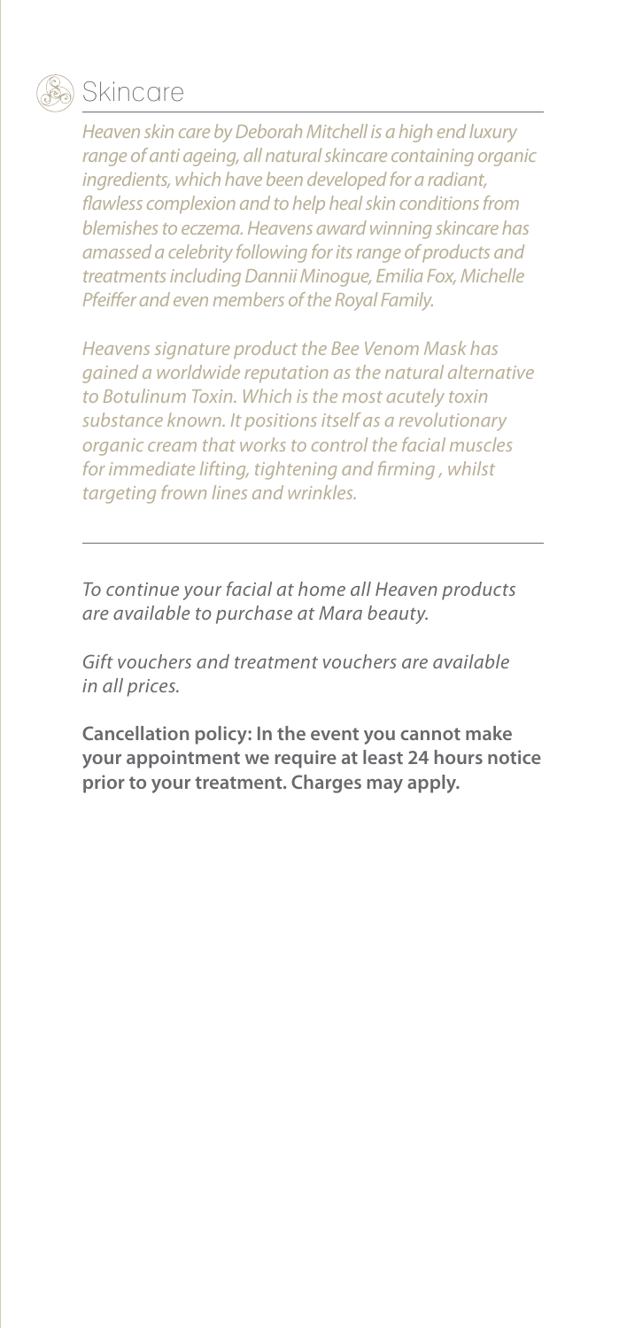## Skincare

*Heaven skin care by Deborah Mitchell is a high end luxury range of anti ageing, all natural skincare containing organic ingredients, which have been developed for a radiant, flawless complexion and to help heal skin conditions from blemishes to eczema. Heavens award winning skincare has amassed a celebrity following for its range of products and treatments including Dannii Minogue, Emilia Fox, Michelle Pfeiffer and even members of the Royal Family.*

*Heavens signature product the Bee Venom Mask has gained a worldwide reputation as the natural alternative to Botulinum Toxin. Which is the most acutely toxin substance known. It positions itself as a revolutionary organic cream that works to control the facial muscles for immediate lifting, tightening and firming , whilst targeting frown lines and wrinkles.*

---

*To continue your facial at home all Heaven products are available to purchase at Mara beauty.*

*Gift vouchers and treatment vouchers are available in all prices.*

**Cancellation policy: In the event you cannot make your appointment we require at least 24 hours notice prior to your treatment. Charges may apply.**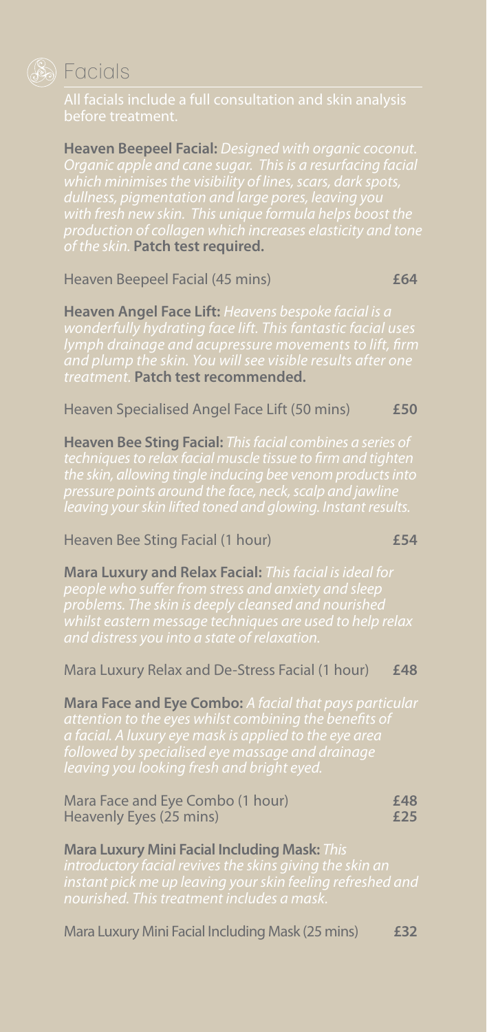# Facials

All facials include a full consultation and skin analysis before treatment.

**Heaven Beepeel Facial:** *Designed with organic coconut. Organic apple and cane sugar. This is a resurfacing facial which minimises the visibility of lines, scars, dark spots, dullness, pigmentation and large pores, leaving you with fresh new skin. This unique formula helps boost the production of collagen which increases elasticity and tone of the skin.* **Patch test required.**

| | |
|---|---|
| Heaven Beepeel Facial (45 mins) | **£64** |

**Heaven Angel Face Lift:** *Heavens bespoke facial is a wonderfully hydrating face lift. This fantastic facial uses lymph drainage and acupressure movements to lift, firm and plump the skin. You will see visible results after one treatment.* **Patch test recommended.**

| | |
|---|---|
| Heaven Specialised Angel Face Lift (50 mins) | **£50** |

**Heaven Bee Sting Facial:** *This facial combines a series of techniques to relax facial muscle tissue to firm and tighten the skin, allowing tingle inducing bee venom products into pressure points around the face, neck, scalp and jawline leaving your skin lifted toned and glowing. Instant results.*

| | |
|---|---|
| Heaven Bee Sting Facial (1 hour) | **£54** |

**Mara Luxury and Relax Facial:** *This facial is ideal for people who suffer from stress and anxiety and sleep problems. The skin is deeply cleansed and nourished whilst eastern message techniques are used to help relax and distress you into a state of relaxation.*

| | |
|---|---|
| Mara Luxury Relax and De-Stress Facial (1 hour) | **£48** |

**Mara Face and Eye Combo:** *A facial that pays particular attention to the eyes whilst combining the benefits of a facial. A luxury eye mask is applied to the eye area followed by specialised eye massage and drainage leaving you looking fresh and bright eyed.*

| | |
|---|---|
| Mara Face and Eye Combo (1 hour) | **£48** |
| Heavenly Eyes (25 mins) | **£25** |

**Mara Luxury Mini Facial Including Mask:** *This introductory facial revives the skins giving the skin an instant pick me up leaving your skin feeling refreshed and nourished. This treatment includes a mask.*

| | |
|---|---|
| Mara Luxury Mini Facial Including Mask (25 mins) | **£32** |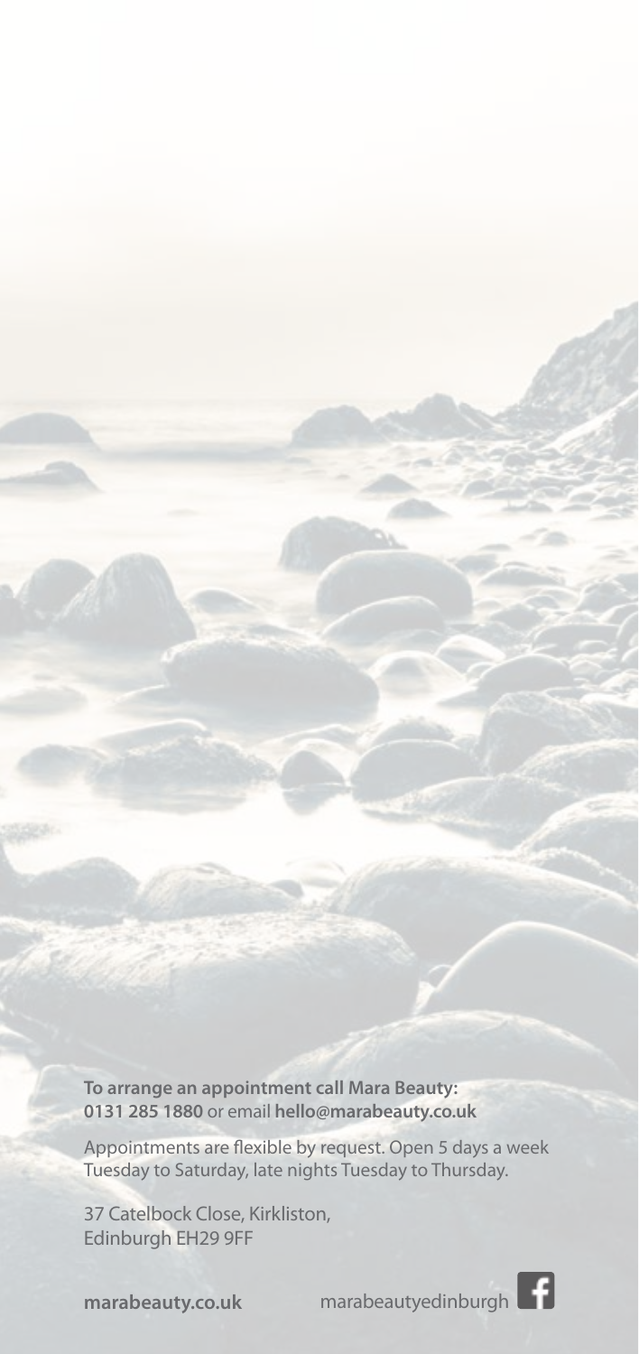**To arrange an appointment call Mara Beauty:**
**0131 285 1880** or email **hello@marabeauty.co.uk**

Appointments are flexible by request. Open 5 days a week Tuesday to Saturday, late nights Tuesday to Thursday.

37 Catelbock Close, Kirkliston,
Edinburgh EH29 9FF

**marabeauty.co.uk** marabeautyedinburgh